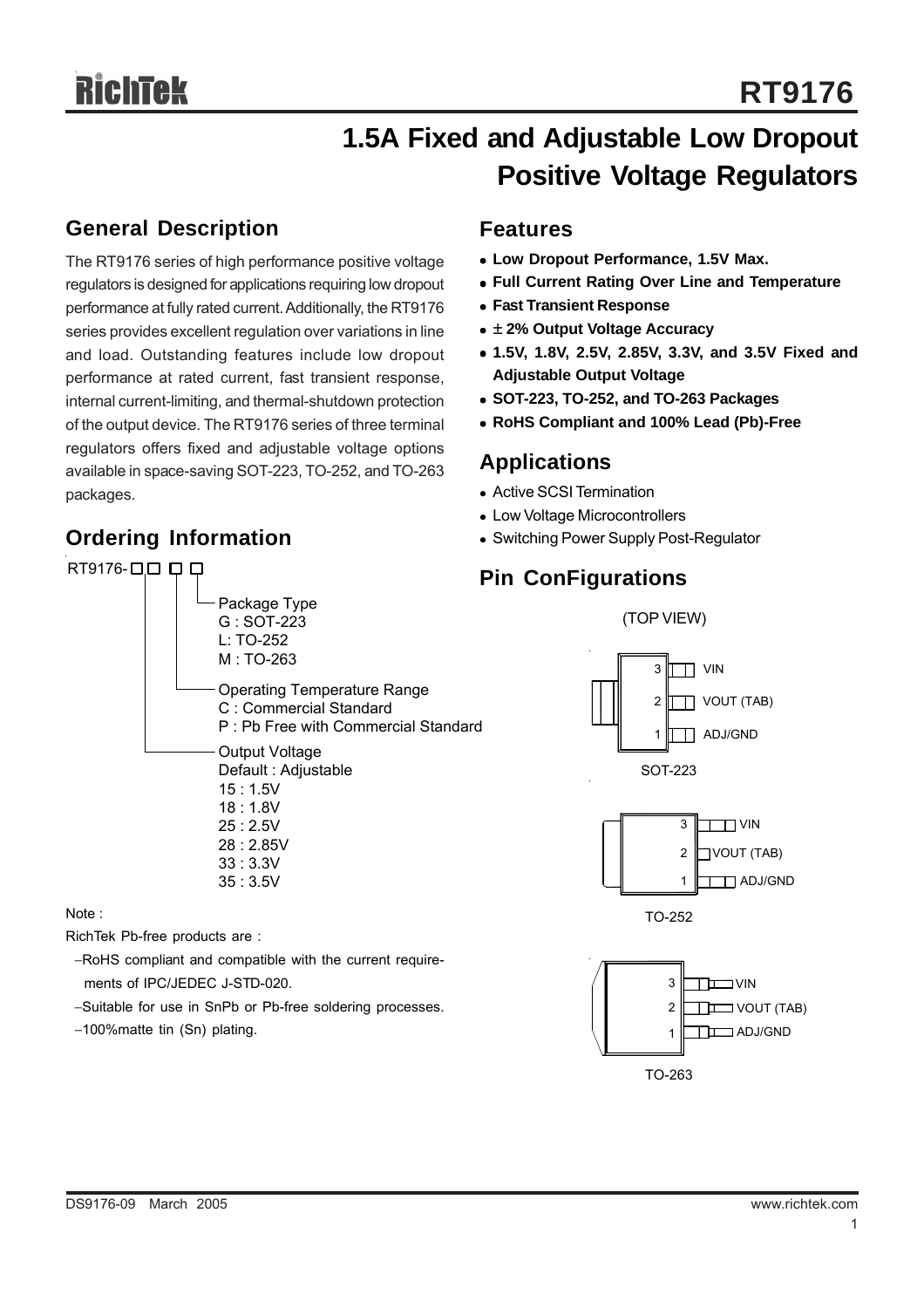# RT9176

# 1.5A Fixed and Adjustable Low Dropout Positive Voltage Regulators

## General Description

The RT9176 series of high performance positive voltage regulators is designed for applications requiring low dropout performance at fully rated current. Additionally, the RT9176 series provides excellent regulation over variations in line and load. Outstanding features include low dropout performance at rated current, fast transient response, internal current-limiting, and thermal-shutdown protection of the output device. The RT9176 series of three terminal regulators offers fixed and adjustable voltage options available in space-saving SOT-223, TO-252, and TO-263 packages.

## Ordering Information

RT9176-□□ □ □

- Package Type
  - G : SOT-223
  - L: TO-252
  - M : TO-263
- Operating Temperature Range
  - C : Commercial Standard
  - P : Pb Free with Commercial Standard
- Output Voltage
  - Default : Adjustable
  - 15 : 1.5V
  - 18 : 1.8V
  - 25 : 2.5V
  - 28 : 2.85V
  - 33 : 3.3V
  - 35 : 3.5V

Note :

RichTek Pb-free products are :

- −RoHS compliant and compatible with the current requirements of IPC/JEDEC J-STD-020.
- −Suitable for use in SnPb or Pb-free soldering processes.
- −100%matte tin (Sn) plating.

## Features

- **Low Dropout Performance, 1.5V Max.**
- **Full Current Rating Over Line and Temperature**
- **Fast Transient Response**
- **± 2% Output Voltage Accuracy**
- **1.5V, 1.8V, 2.5V, 2.85V, 3.3V, and 3.5V Fixed and Adjustable Output Voltage**
- **SOT-223, TO-252, and TO-263 Packages**
- **RoHS Compliant and 100% Lead (Pb)-Free**

## Applications

- Active SCSI Termination
- Low Voltage Microcontrollers
- Switching Power Supply Post-Regulator

## Pin ConFigurations

(TOP VIEW)

SOT-223: 3 VIN, 2 VOUT (TAB), 1 ADJ/GND

TO-252: 3 VIN, 2 VOUT (TAB), 1 ADJ/GND

TO-263: 3 VIN, 2 VOUT (TAB), 1 ADJ/GND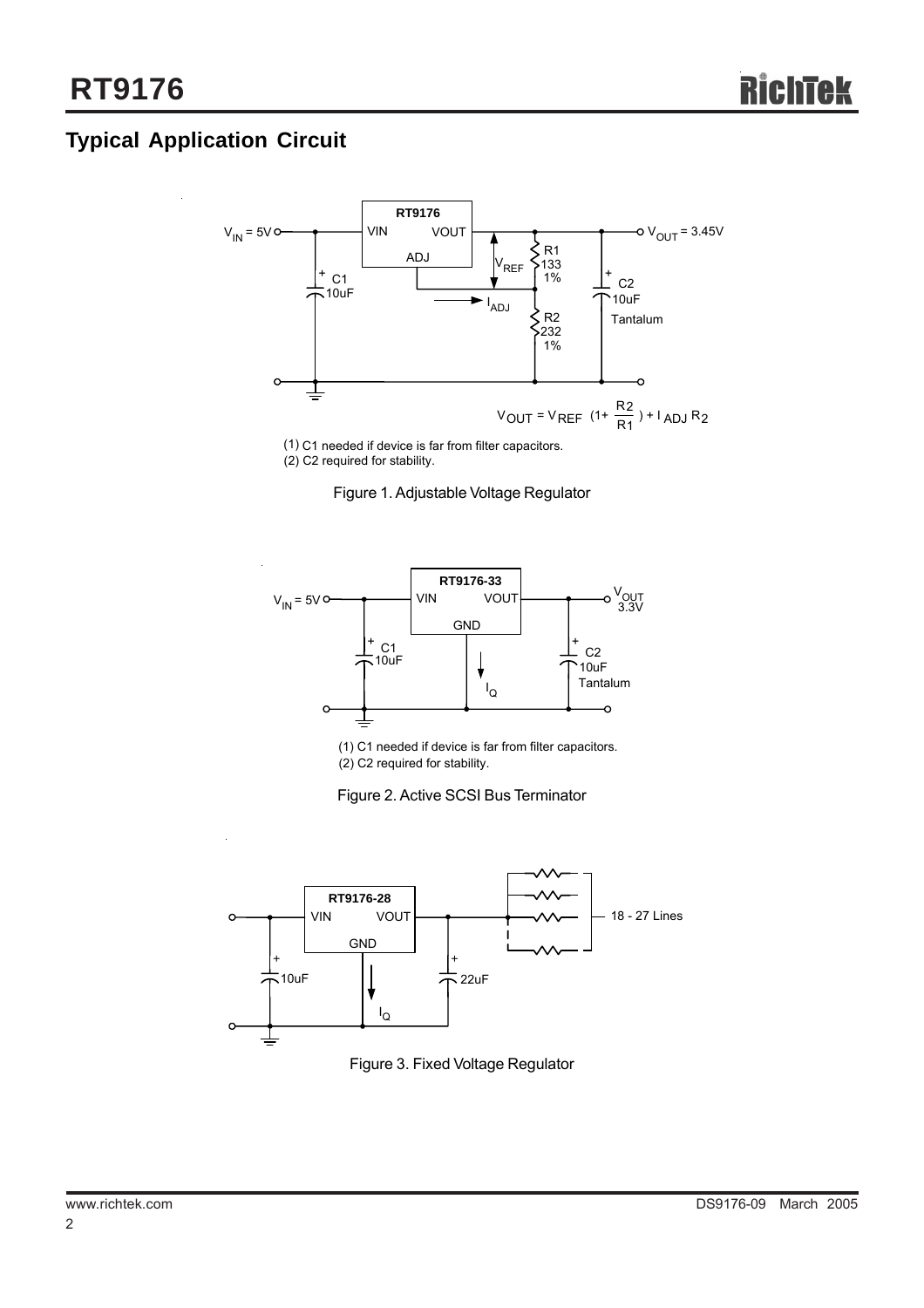## Typical Application Circuit

$$V_{OUT} = V_{REF}\left(1+\frac{R_2}{R_1}\right) + I_{ADJ}R_2$$

(1) C1 needed if device is far from filter capacitors.
(2) C2 required for stability.

Figure 1. Adjustable Voltage Regulator

(1) C1 needed if device is far from filter capacitors.
(2) C2 required for stability.

Figure 2. Active SCSI Bus Terminator

Figure 3. Fixed Voltage Regulator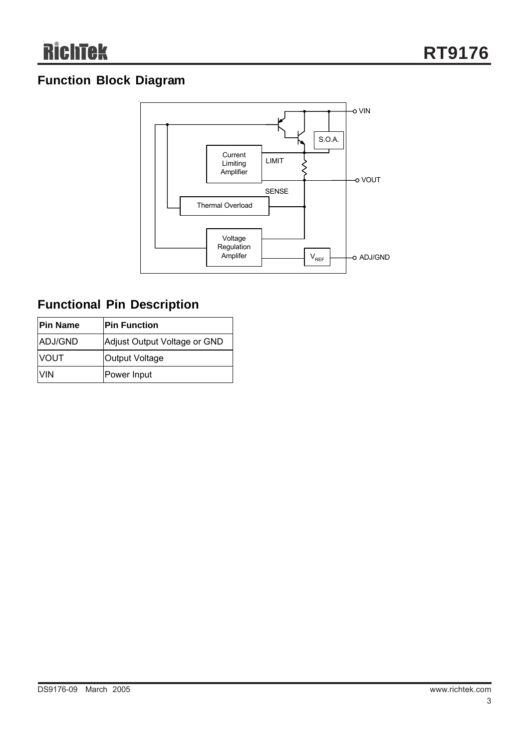## Function Block Diagram

## Functional Pin Description

| Pin Name | Pin Function |
|---|---|
| ADJ/GND | Adjust Output Voltage or GND |
| VOUT | Output Voltage |
| VIN | Power Input |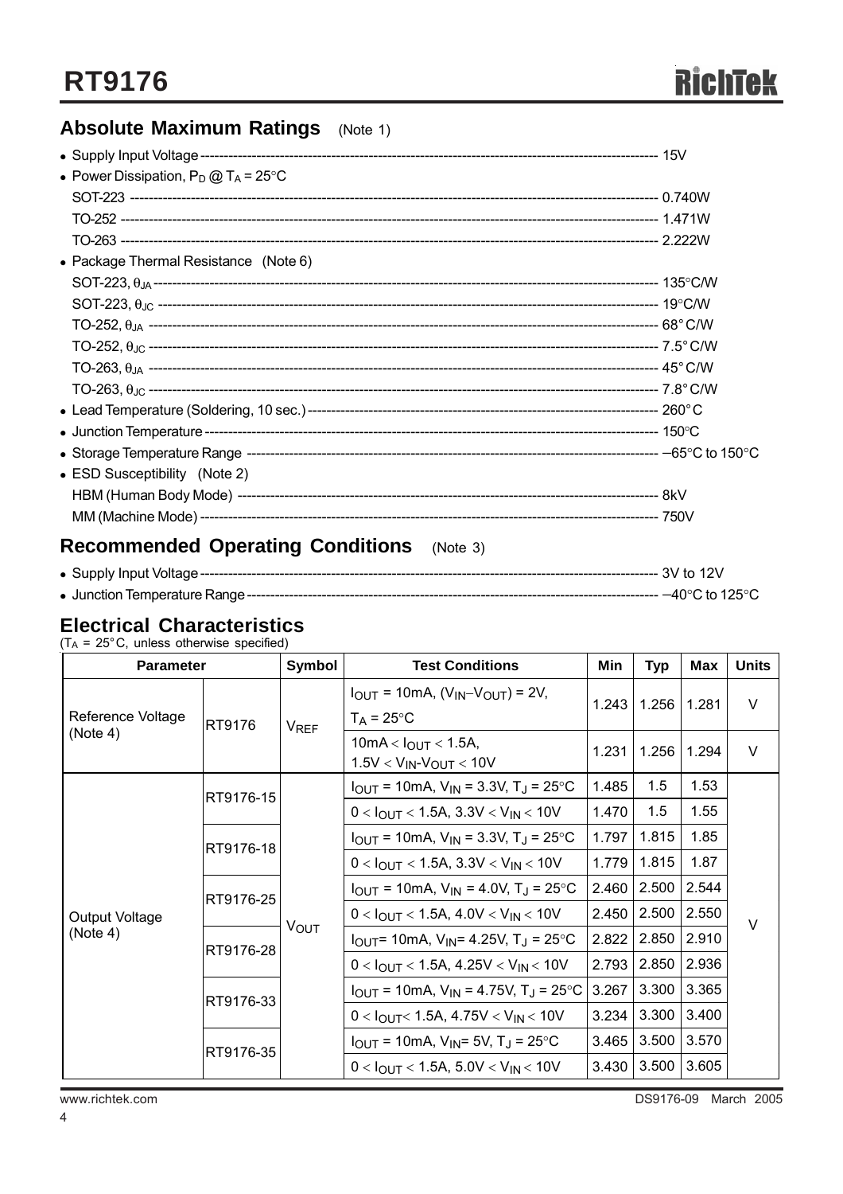## Absolute Maximum Ratings (Note 1)

- Supply Input Voltage ---------------------------------------- 15V
- Power Dissipation, $P_D$ @ $T_A$ = 25°C
  - SOT-223 ---------------------------------------- 0.740W
  - TO-252 ---------------------------------------- 1.471W
  - TO-263 ---------------------------------------- 2.222W
- Package Thermal Resistance (Note 6)
  - SOT-223, $\theta_{JA}$ ---------------------------------------- 135°C/W
  - SOT-223, $\theta_{JC}$ ---------------------------------------- 19°C/W
  - TO-252, $\theta_{JA}$ ---------------------------------------- 68° C/W
  - TO-252, $\theta_{JC}$ ---------------------------------------- 7.5° C/W
  - TO-263, $\theta_{JA}$ ---------------------------------------- 45° C/W
  - TO-263, $\theta_{JC}$ ---------------------------------------- 7.8° C/W
- Lead Temperature (Soldering, 10 sec.) ---------------------------------------- 260° C
- Junction Temperature ---------------------------------------- 150°C
- Storage Temperature Range ---------------------------------------- −65°C to 150°C
- ESD Susceptibility (Note 2)
  - HBM (Human Body Mode) ---------------------------------------- 8kV
  - MM (Machine Mode) ---------------------------------------- 750V

## Recommended Operating Conditions (Note 3)

- Supply Input Voltage ---------------------------------------- 3V to 12V
- Junction Temperature Range ---------------------------------------- −40°C to 125°C

## Electrical Characteristics

($T_A$ = 25° C, unless otherwise specified)

| Parameter | | Symbol | Test Conditions | Min | Typ | Max | Units |
|---|---|---|---|---|---|---|---|
| Reference Voltage (Note 4) | RT9176 | $V_{REF}$ | $I_{OUT}$ = 10mA, ($V_{IN}$−$V_{OUT}$) = 2V, $T_A$ = 25°C | 1.243 | 1.256 | 1.281 | V |
| | | | 10mA < $I_{OUT}$ < 1.5A, 1.5V < $V_{IN}$-$V_{OUT}$ < 10V | 1.231 | 1.256 | 1.294 | V |
| Output Voltage (Note 4) | RT9176-15 | $V_{OUT}$ | $I_{OUT}$ = 10mA, $V_{IN}$ = 3.3V, $T_J$ = 25°C | 1.485 | 1.5 | 1.53 | V |
| | | | 0 < $I_{OUT}$ < 1.5A, 3.3V < $V_{IN}$ < 10V | 1.470 | 1.5 | 1.55 | |
| | RT9176-18 | | $I_{OUT}$ = 10mA, $V_{IN}$ = 3.3V, $T_J$ = 25°C | 1.797 | 1.815 | 1.85 | |
| | | | 0 < $I_{OUT}$ < 1.5A, 3.3V < $V_{IN}$ < 10V | 1.779 | 1.815 | 1.87 | |
| | RT9176-25 | | $I_{OUT}$ = 10mA, $V_{IN}$ = 4.0V, $T_J$ = 25°C | 2.460 | 2.500 | 2.544 | |
| | | | 0 < $I_{OUT}$ < 1.5A, 4.0V < $V_{IN}$ < 10V | 2.450 | 2.500 | 2.550 | |
| | RT9176-28 | | $I_{OUT}$= 10mA, $V_{IN}$= 4.25V, $T_J$ = 25°C | 2.822 | 2.850 | 2.910 | |
| | | | 0 < $I_{OUT}$ < 1.5A, 4.25V < $V_{IN}$ < 10V | 2.793 | 2.850 | 2.936 | |
| | RT9176-33 | | $I_{OUT}$ = 10mA, $V_{IN}$ = 4.75V, $T_J$ = 25°C | 3.267 | 3.300 | 3.365 | |
| | | | 0 < $I_{OUT}$< 1.5A, 4.75V < $V_{IN}$ < 10V | 3.234 | 3.300 | 3.400 | |
| | RT9176-35 | | $I_{OUT}$ = 10mA, $V_{IN}$= 5V, $T_J$ = 25°C | 3.465 | 3.500 | 3.570 | |
| | | | 0 < $I_{OUT}$ < 1.5A, 5.0V < $V_{IN}$ < 10V | 3.430 | 3.500 | 3.605 | |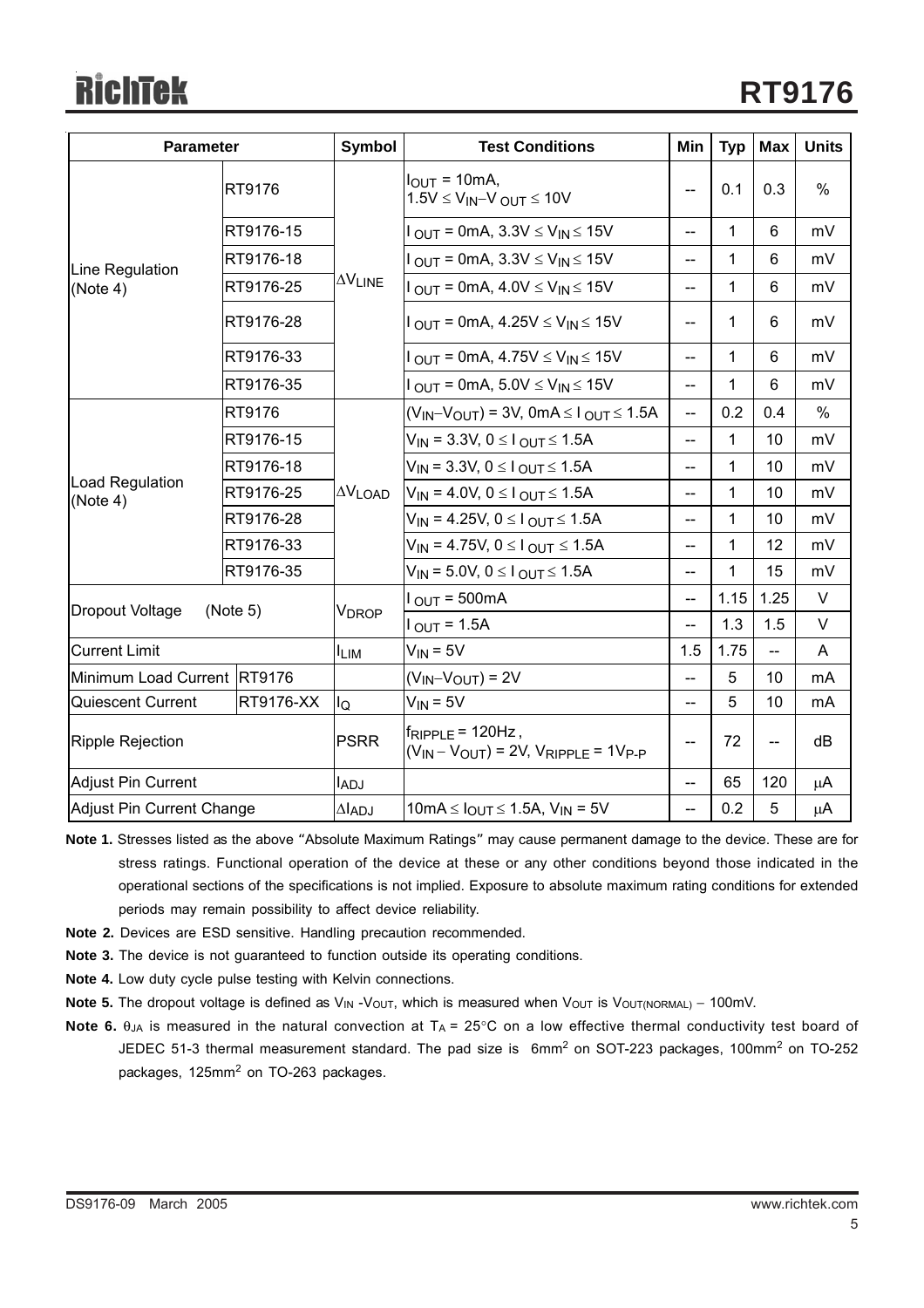| Parameter | | Symbol | Test Conditions | Min | Typ | Max | Units |
|---|---|---|---|---|---|---|---|
| Line Regulation (Note 4) | RT9176 | $\Delta V_{LINE}$ | $I_{OUT}$ = 10mA, $1.5V \leq V_{IN}-V_{OUT} \leq 10V$ | -- | 0.1 | 0.3 | % |
| | RT9176-15 | | $I_{OUT}$ = 0mA, $3.3V \leq V_{IN} \leq 15V$ | -- | 1 | 6 | mV |
| | RT9176-18 | | $I_{OUT}$ = 0mA, $3.3V \leq V_{IN} \leq 15V$ | -- | 1 | 6 | mV |
| | RT9176-25 | | $I_{OUT}$ = 0mA, $4.0V \leq V_{IN} \leq 15V$ | -- | 1 | 6 | mV |
| | RT9176-28 | | $I_{OUT}$ = 0mA, $4.25V \leq V_{IN} \leq 15V$ | -- | 1 | 6 | mV |
| | RT9176-33 | | $I_{OUT}$ = 0mA, $4.75V \leq V_{IN} \leq 15V$ | -- | 1 | 6 | mV |
| | RT9176-35 | | $I_{OUT}$ = 0mA, $5.0V \leq V_{IN} \leq 15V$ | -- | 1 | 6 | mV |
| Load Regulation (Note 4) | RT9176 | $\Delta V_{LOAD}$ | $(V_{IN}-V_{OUT})$ = 3V, $0mA \leq I_{OUT} \leq 1.5A$ | -- | 0.2 | 0.4 | % |
| | RT9176-15 | | $V_{IN}$ = 3.3V, $0 \leq I_{OUT} \leq 1.5A$ | -- | 1 | 10 | mV |
| | RT9176-18 | | $V_{IN}$ = 3.3V, $0 \leq I_{OUT} \leq 1.5A$ | -- | 1 | 10 | mV |
| | RT9176-25 | | $V_{IN}$ = 4.0V, $0 \leq I_{OUT} \leq 1.5A$ | -- | 1 | 10 | mV |
| | RT9176-28 | | $V_{IN}$ = 4.25V, $0 \leq I_{OUT} \leq 1.5A$ | -- | 1 | 10 | mV |
| | RT9176-33 | | $V_{IN}$ = 4.75V, $0 \leq I_{OUT} \leq 1.5A$ | -- | 1 | 12 | mV |
| | RT9176-35 | | $V_{IN}$ = 5.0V, $0 \leq I_{OUT} \leq 1.5A$ | -- | 1 | 15 | mV |
| Dropout Voltage (Note 5) | | $V_{DROP}$ | $I_{OUT}$ = 500mA | -- | 1.15 | 1.25 | V |
| | | | $I_{OUT}$ = 1.5A | -- | 1.3 | 1.5 | V |
| Current Limit | | $I_{LIM}$ | $V_{IN}$ = 5V | 1.5 | 1.75 | -- | A |
| Minimum Load Current | RT9176 | | $(V_{IN}-V_{OUT})$ = 2V | -- | 5 | 10 | mA |
| Quiescent Current | RT9176-XX | $I_Q$ | $V_{IN}$ = 5V | -- | 5 | 10 | mA |
| Ripple Rejection | | PSRR | $f_{RIPPLE}$ = 120Hz, $(V_{IN}-V_{OUT})$ = 2V, $V_{RIPPLE}$ = $1V_{P-P}$ | -- | 72 | -- | dB |
| Adjust Pin Current | | $I_{ADJ}$ | | -- | 65 | 120 | μA |
| Adjust Pin Current Change | | $\Delta I_{ADJ}$ | $10mA \leq I_{OUT} \leq 1.5A$, $V_{IN}$ = 5V | -- | 0.2 | 5 | μA |

**Note 1.** Stresses listed as the above "Absolute Maximum Ratings" may cause permanent damage to the device. These are for stress ratings. Functional operation of the device at these or any other conditions beyond those indicated in the operational sections of the specifications is not implied. Exposure to absolute maximum rating conditions for extended periods may remain possibility to affect device reliability.

**Note 2.** Devices are ESD sensitive. Handling precaution recommended.

**Note 3.** The device is not guaranteed to function outside its operating conditions.

**Note 4.** Low duty cycle pulse testing with Kelvin connections.

**Note 5.** The dropout voltage is defined as $V_{IN}$ - $V_{OUT}$, which is measured when $V_{OUT}$ is $V_{OUT(NORMAL)} - 100mV$.

**Note 6.** $\theta_{JA}$ is measured in the natural convection at $T_A$ = 25°C on a low effective thermal conductivity test board of JEDEC 51-3 thermal measurement standard. The pad size is 6mm$^2$ on SOT-223 packages, 100mm$^2$ on TO-252 packages, 125mm$^2$ on TO-263 packages.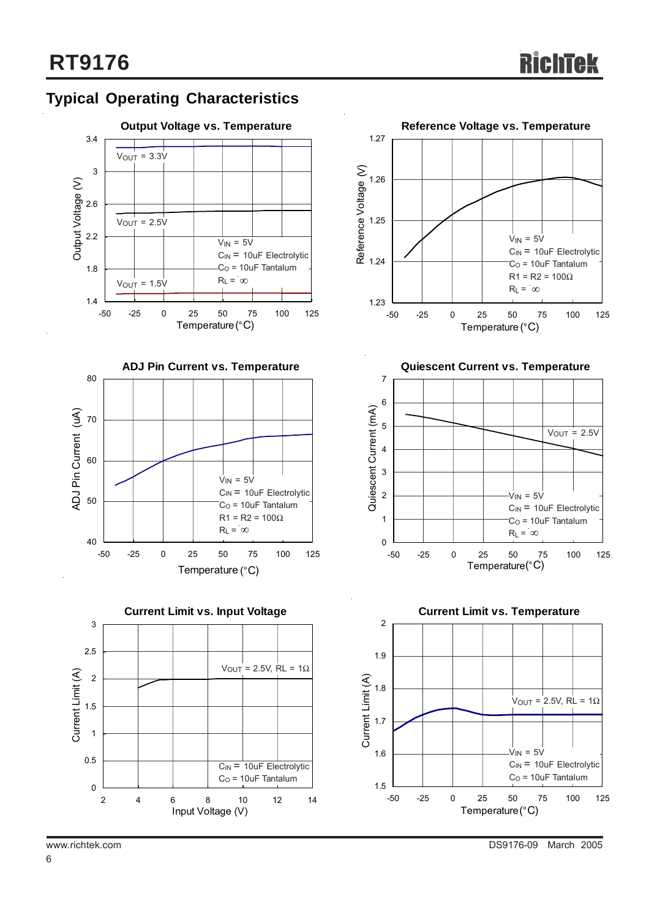## Typical Operating Characteristics

**Output Voltage vs. Temperature**

$V_{OUT}$ = 3.3V, $V_{OUT}$ = 2.5V, $V_{OUT}$ = 1.5V

$V_{IN}$ = 5V
$C_{IN}$ = 10uF Electrolytic
$C_O$ = 10uF Tantalum
$R_L$ = ∞

Output Voltage (V) vs. Temperature (°C)

**Reference Voltage vs. Temperature**

$V_{IN}$ = 5V
$C_{IN}$ = 10uF Electrolytic
$C_O$ = 10uF Tantalum
R1 = R2 = 100Ω
$R_L$ = ∞

Reference Voltage (V) vs. Temperature (°C)

**ADJ Pin Current vs. Temperature**

$V_{IN}$ = 5V
$C_{IN}$ = 10uF Electrolytic
$C_O$ = 10uF Tantalum
R1 = R2 = 100Ω
$R_L$ = ∞

ADJ Pin Current (uA) vs. Temperature (°C)

**Quiescent Current vs. Temperature**

$V_{OUT}$ = 2.5V

$V_{IN}$ = 5V
$C_{IN}$ = 10uF Electrolytic
$C_O$ = 10uF Tantalum
$R_L$ = ∞

Quiescent Current (mA) vs. Temperature (°C)

**Current Limit vs. Input Voltage**

$V_{OUT}$ = 2.5V, RL = 1Ω

$C_{IN}$ = 10uF Electrolytic
$C_O$ = 10uF Tantalum

Current Limit (A) vs. Input Voltage (V)

**Current Limit vs. Temperature**

$V_{OUT}$ = 2.5V, RL = 1Ω

$V_{IN}$ = 5V
$C_{IN}$ = 10uF Electrolytic
$C_O$ = 10uF Tantalum

Current Limit (A) vs. Temperature (°C)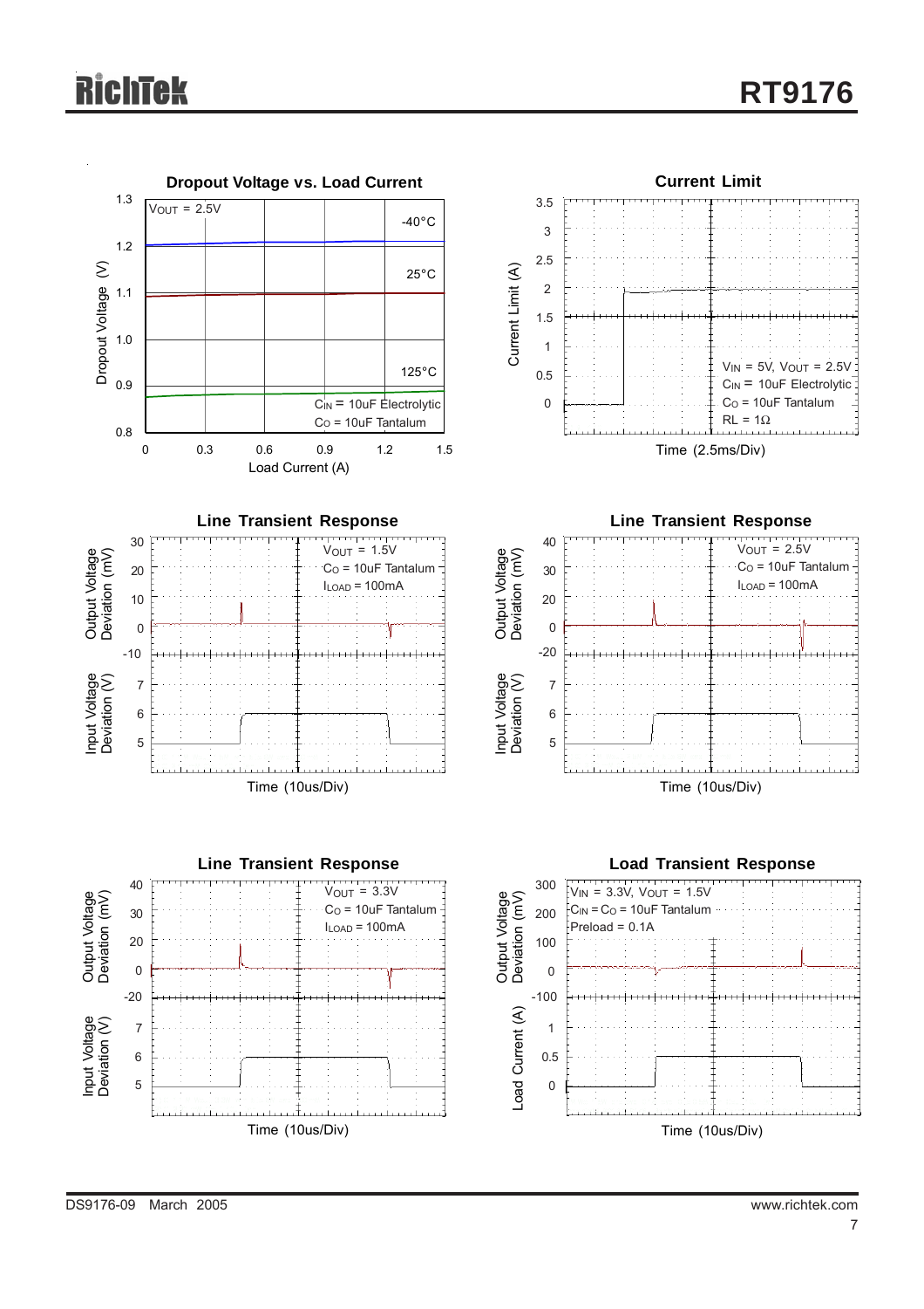**Dropout Voltage vs. Load Current**

Dropout Voltage (V)

$V_{OUT}$ = 2.5V

-40°C

25°C

125°C

$C_{IN}$ = 10uF Electrolytic
$C_O$ = 10uF Tantalum

Load Current (A)

**Current Limit**

Current Limit (A)

$V_{IN}$ = 5V, $V_{OUT}$ = 2.5V
$C_{IN}$ = 10uF Electrolytic
$C_O$ = 10uF Tantalum
RL = 1Ω

Time (2.5ms/Div)

**Line Transient Response**

Output Voltage Deviation (mV)

Input Voltage Deviation (V)

$V_{OUT}$ = 1.5V
$C_O$ = 10uF Tantalum
$I_{LOAD}$ = 100mA

Time (10us/Div)

**Line Transient Response**

Output Voltage Deviation (mV)

Input Voltage Deviation (V)

$V_{OUT}$ = 2.5V
$C_O$ = 10uF Tantalum
$I_{LOAD}$ = 100mA

Time (10us/Div)

**Line Transient Response**

Output Voltage Deviation (mV)

Input Voltage Deviation (V)

$V_{OUT}$ = 3.3V
$C_O$ = 10uF Tantalum
$I_{LOAD}$ = 100mA

Time (10us/Div)

**Load Transient Response**

Output Voltage Deviation (mV)

Load Current (A)

$V_{IN}$ = 3.3V, $V_{OUT}$ = 1.5V
$C_{IN}$ = $C_O$ = 10uF Tantalum
Preload = 0.1A

Time (10us/Div)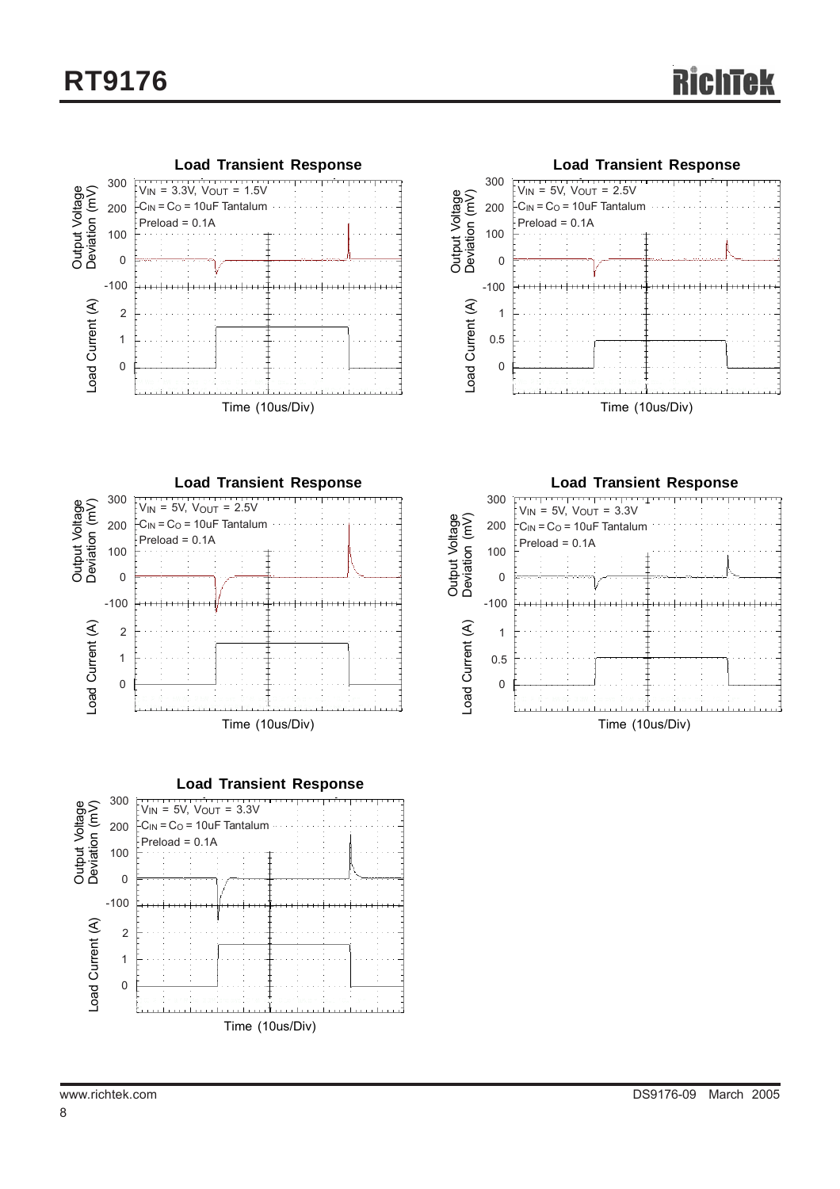**Load Transient Response**

$V_{IN}$ = 3.3V, $V_{OUT}$ = 1.5V
$C_{IN}$ = $C_O$ = 10uF Tantalum
Preload = 0.1A

Output Voltage Deviation (mV)
Load Current (A)
Time (10us/Div)

**Load Transient Response**

$V_{IN}$ = 5V, $V_{OUT}$ = 2.5V
$C_{IN}$ = $C_O$ = 10uF Tantalum
Preload = 0.1A

Output Voltage Deviation (mV)
Load Current (A)
Time (10us/Div)

**Load Transient Response**

$V_{IN}$ = 5V, $V_{OUT}$ = 2.5V
$C_{IN}$ = $C_O$ = 10uF Tantalum
Preload = 0.1A

Output Voltage Deviation (mV)
Load Current (A)
Time (10us/Div)

**Load Transient Response**

$V_{IN}$ = 5V, $V_{OUT}$ = 3.3V
$C_{IN}$ = $C_O$ = 10uF Tantalum
Preload = 0.1A

Output Voltage Deviation (mV)
Load Current (A)
Time (10us/Div)

**Load Transient Response**

$V_{IN}$ = 5V, $V_{OUT}$ = 3.3V
$C_{IN}$ = $C_O$ = 10uF Tantalum
Preload = 0.1A

Output Voltage Deviation (mV)
Load Current (A)
Time (10us/Div)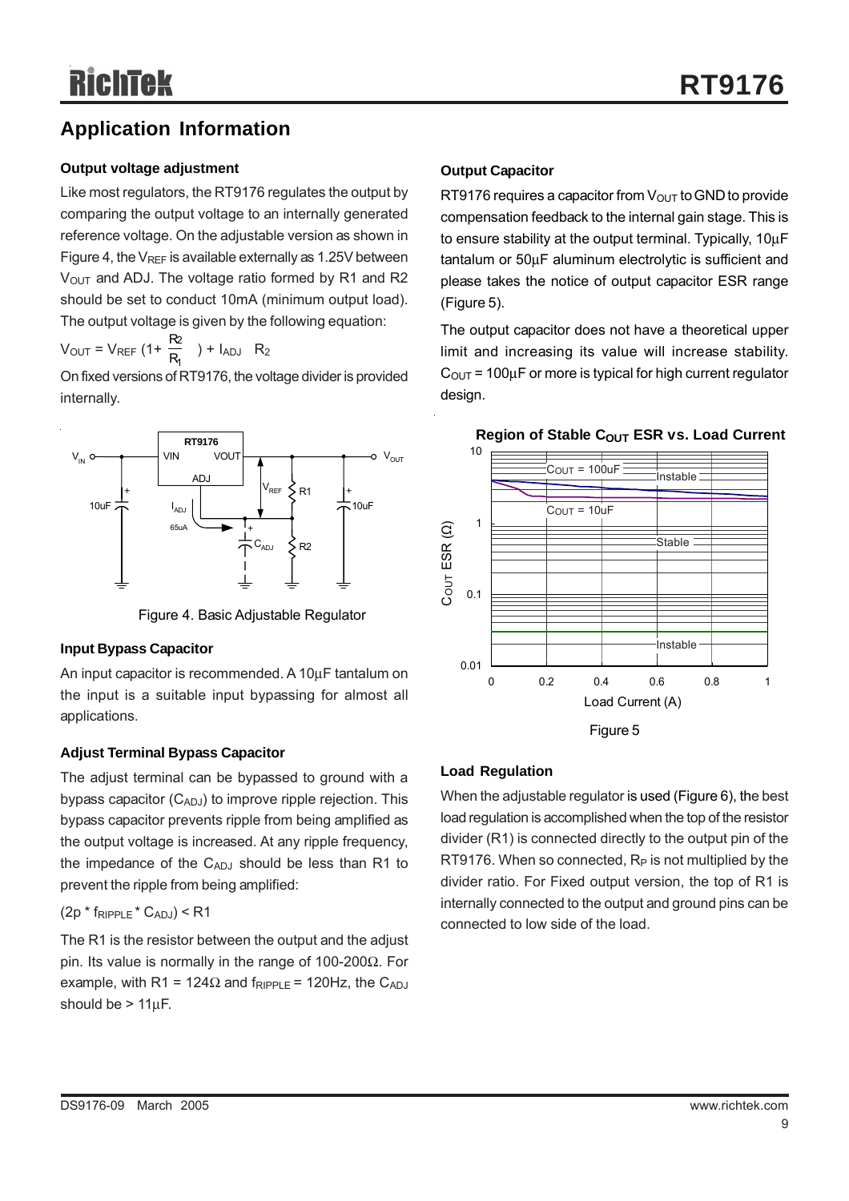## Application Information

### Output voltage adjustment

Like most regulators, the RT9176 regulates the output by comparing the output voltage to an internally generated reference voltage. On the adjustable version as shown in Figure 4, the $V_{REF}$ is available externally as 1.25V between $V_{OUT}$ and ADJ. The voltage ratio formed by R1 and R2 should be set to conduct 10mA (minimum output load). The output voltage is given by the following equation:

$$V_{OUT} = V_{REF}\left(1+\frac{R_2}{R_1}\right) + I_{ADJ}\ R_2$$

On fixed versions of RT9176, the voltage divider is provided internally.

Figure 4. Basic Adjustable Regulator

### Input Bypass Capacitor

An input capacitor is recommended. A 10μF tantalum on the input is a suitable input bypassing for almost all applications.

### Adjust Terminal Bypass Capacitor

The adjust terminal can be bypassed to ground with a bypass capacitor ($C_{ADJ}$) to improve ripple rejection. This bypass capacitor prevents ripple from being amplified as the output voltage is increased. At any ripple frequency, the impedance of the $C_{ADJ}$ should be less than R1 to prevent the ripple from being amplified:

$(2p * f_{RIPPLE} * C_{ADJ}) < R1$

The R1 is the resistor between the output and the adjust pin. Its value is normally in the range of 100-200Ω. For example, with R1 = 124Ω and $f_{RIPPLE}$ = 120Hz, the $C_{ADJ}$ should be > 11μF.

### Output Capacitor

RT9176 requires a capacitor from $V_{OUT}$ to GND to provide compensation feedback to the internal gain stage. This is to ensure stability at the output terminal. Typically, 10μF tantalum or 50μF aluminum electrolytic is sufficient and please takes the notice of output capacitor ESR range (Figure 5).

The output capacitor does not have a theoretical upper limit and increasing its value will increase stability. $C_{OUT}$ = 100μF or more is typical for high current regulator design.

Figure 5

### Load Regulation

When the adjustable regulator is used (Figure 6), the best load regulation is accomplished when the top of the resistor divider (R1) is connected directly to the output pin of the RT9176. When so connected, $R_P$ is not multiplied by the divider ratio. For Fixed output version, the top of R1 is internally connected to the output and ground pins can be connected to low side of the load.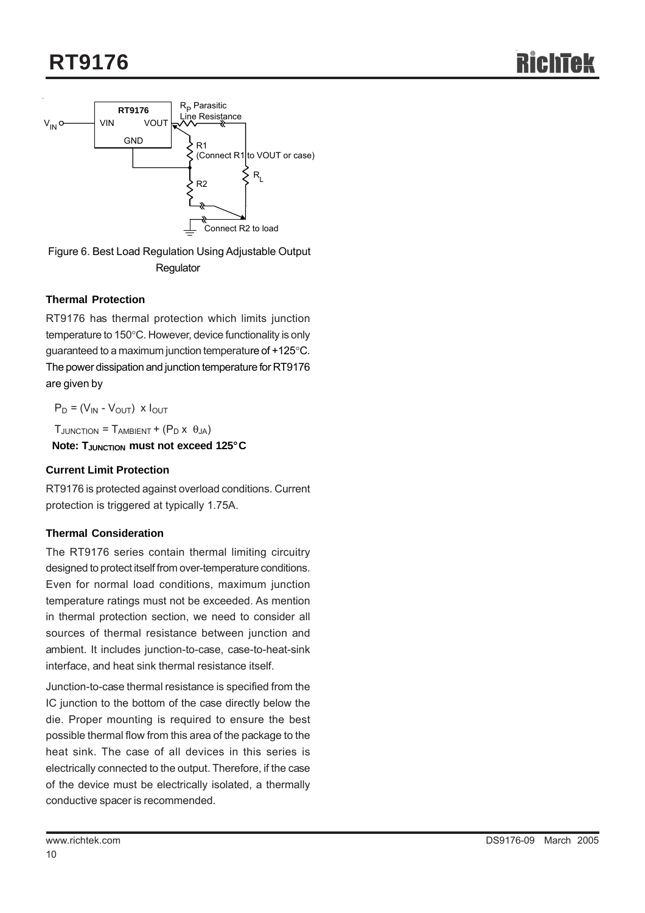Figure 6. Best Load Regulation Using Adjustable Output Regulator

### Thermal Protection

RT9176 has thermal protection which limits junction temperature to 150°C. However, device functionality is only guaranteed to a maximum junction temperature of +125°C. The power dissipation and junction temperature for RT9176 are given by

$P_D = (V_{IN} - V_{OUT}) \times I_{OUT}$

$T_{JUNCTION} = T_{AMBIENT} + (P_D \times \theta_{JA})$

**Note: $T_{JUNCTION}$ must not exceed 125°C**

### Current Limit Protection

RT9176 is protected against overload conditions. Current protection is triggered at typically 1.75A.

### Thermal Consideration

The RT9176 series contain thermal limiting circuitry designed to protect itself from over-temperature conditions. Even for normal load conditions, maximum junction temperature ratings must not be exceeded. As mention in thermal protection section, we need to consider all sources of thermal resistance between junction and ambient. It includes junction-to-case, case-to-heat-sink interface, and heat sink thermal resistance itself.

Junction-to-case thermal resistance is specified from the IC junction to the bottom of the case directly below the die. Proper mounting is required to ensure the best possible thermal flow from this area of the package to the heat sink. The case of all devices in this series is electrically connected to the output. Therefore, if the case of the device must be electrically isolated, a thermally conductive spacer is recommended.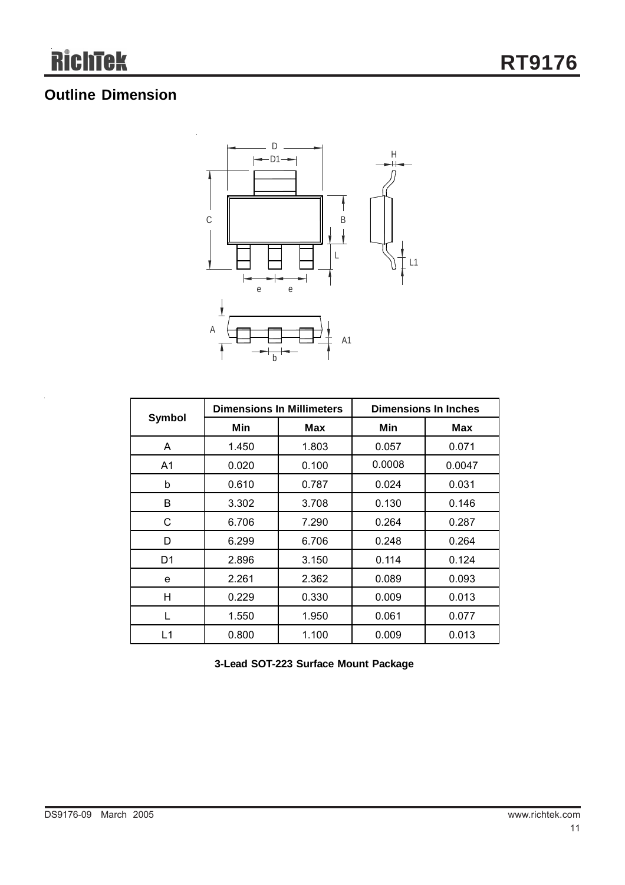## Outline Dimension

| Symbol | Dimensions In Millimeters | | Dimensions In Inches | |
|---|---|---|---|---|
| | Min | Max | Min | Max |
| A | 1.450 | 1.803 | 0.057 | 0.071 |
| A1 | 0.020 | 0.100 | 0.0008 | 0.0047 |
| b | 0.610 | 0.787 | 0.024 | 0.031 |
| B | 3.302 | 3.708 | 0.130 | 0.146 |
| C | 6.706 | 7.290 | 0.264 | 0.287 |
| D | 6.299 | 6.706 | 0.248 | 0.264 |
| D1 | 2.896 | 3.150 | 0.114 | 0.124 |
| e | 2.261 | 2.362 | 0.089 | 0.093 |
| H | 0.229 | 0.330 | 0.009 | 0.013 |
| L | 1.550 | 1.950 | 0.061 | 0.077 |
| L1 | 0.800 | 1.100 | 0.009 | 0.013 |

**3-Lead SOT-223 Surface Mount Package**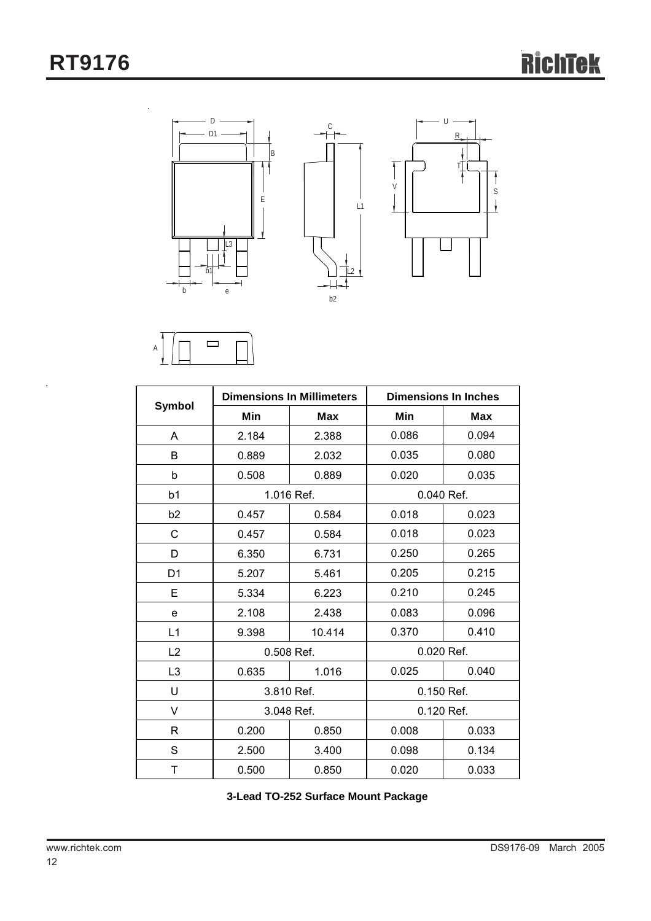| Symbol | Dimensions In Millimeters | | Dimensions In Inches | |
|---|---|---|---|---|
| | Min | Max | Min | Max |
| A | 2.184 | 2.388 | 0.086 | 0.094 |
| B | 0.889 | 2.032 | 0.035 | 0.080 |
| b | 0.508 | 0.889 | 0.020 | 0.035 |
| b1 | 1.016 Ref. | | 0.040 Ref. | |
| b2 | 0.457 | 0.584 | 0.018 | 0.023 |
| C | 0.457 | 0.584 | 0.018 | 0.023 |
| D | 6.350 | 6.731 | 0.250 | 0.265 |
| D1 | 5.207 | 5.461 | 0.205 | 0.215 |
| E | 5.334 | 6.223 | 0.210 | 0.245 |
| e | 2.108 | 2.438 | 0.083 | 0.096 |
| L1 | 9.398 | 10.414 | 0.370 | 0.410 |
| L2 | 0.508 Ref. | | 0.020 Ref. | |
| L3 | 0.635 | 1.016 | 0.025 | 0.040 |
| U | 3.810 Ref. | | 0.150 Ref. | |
| V | 3.048 Ref. | | 0.120 Ref. | |
| R | 0.200 | 0.850 | 0.008 | 0.033 |
| S | 2.500 | 3.400 | 0.098 | 0.134 |
| T | 0.500 | 0.850 | 0.020 | 0.033 |

**3-Lead TO-252 Surface Mount Package**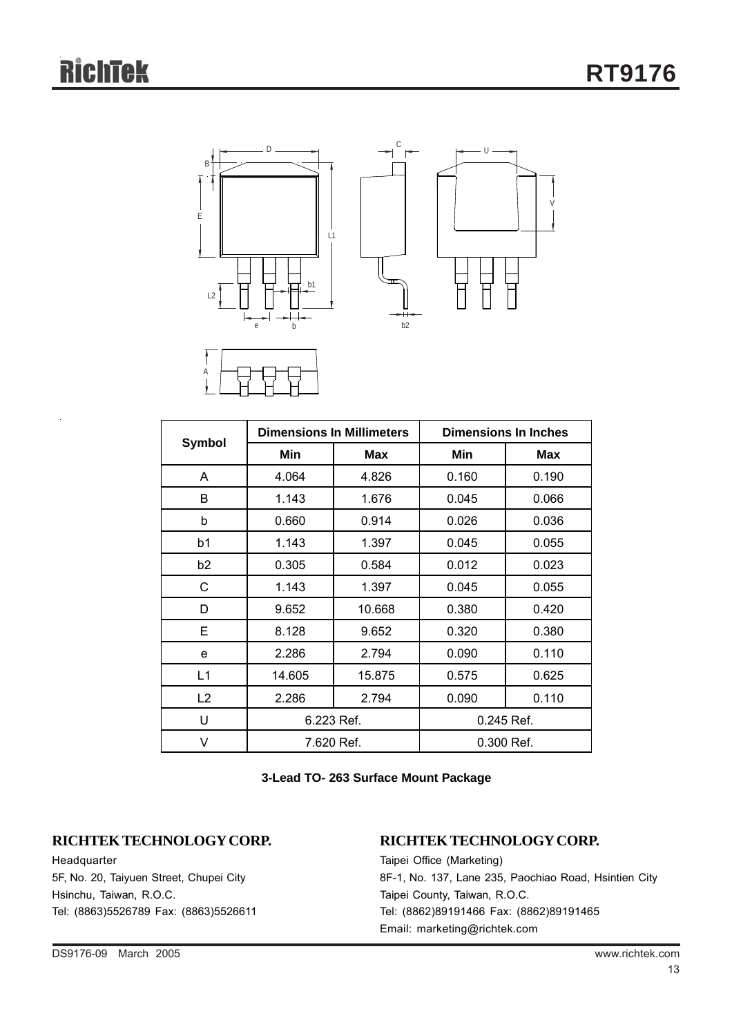| Symbol | Dimensions In Millimeters | | Dimensions In Inches | |
|---|---|---|---|---|
| | Min | Max | Min | Max |
| A | 4.064 | 4.826 | 0.160 | 0.190 |
| B | 1.143 | 1.676 | 0.045 | 0.066 |
| b | 0.660 | 0.914 | 0.026 | 0.036 |
| b1 | 1.143 | 1.397 | 0.045 | 0.055 |
| b2 | 0.305 | 0.584 | 0.012 | 0.023 |
| C | 1.143 | 1.397 | 0.045 | 0.055 |
| D | 9.652 | 10.668 | 0.380 | 0.420 |
| E | 8.128 | 9.652 | 0.320 | 0.380 |
| e | 2.286 | 2.794 | 0.090 | 0.110 |
| L1 | 14.605 | 15.875 | 0.575 | 0.625 |
| L2 | 2.286 | 2.794 | 0.090 | 0.110 |
| U | 6.223 Ref. | | 0.245 Ref. | |
| V | 7.620 Ref. | | 0.300 Ref. | |

**3-Lead TO- 263 Surface Mount Package**

**RICHTEK TECHNOLOGY CORP.**

Headquarter
5F, No. 20, Taiyuen Street, Chupei City
Hsinchu, Taiwan, R.O.C.
Tel: (8863)5526789 Fax: (8863)5526611

**RICHTEK TECHNOLOGY CORP.**

Taipei Office (Marketing)
8F-1, No. 137, Lane 235, Paochiao Road, Hsintien City
Taipei County, Taiwan, R.O.C.
Tel: (8862)89191466 Fax: (8862)89191465
Email: marketing@richtek.com